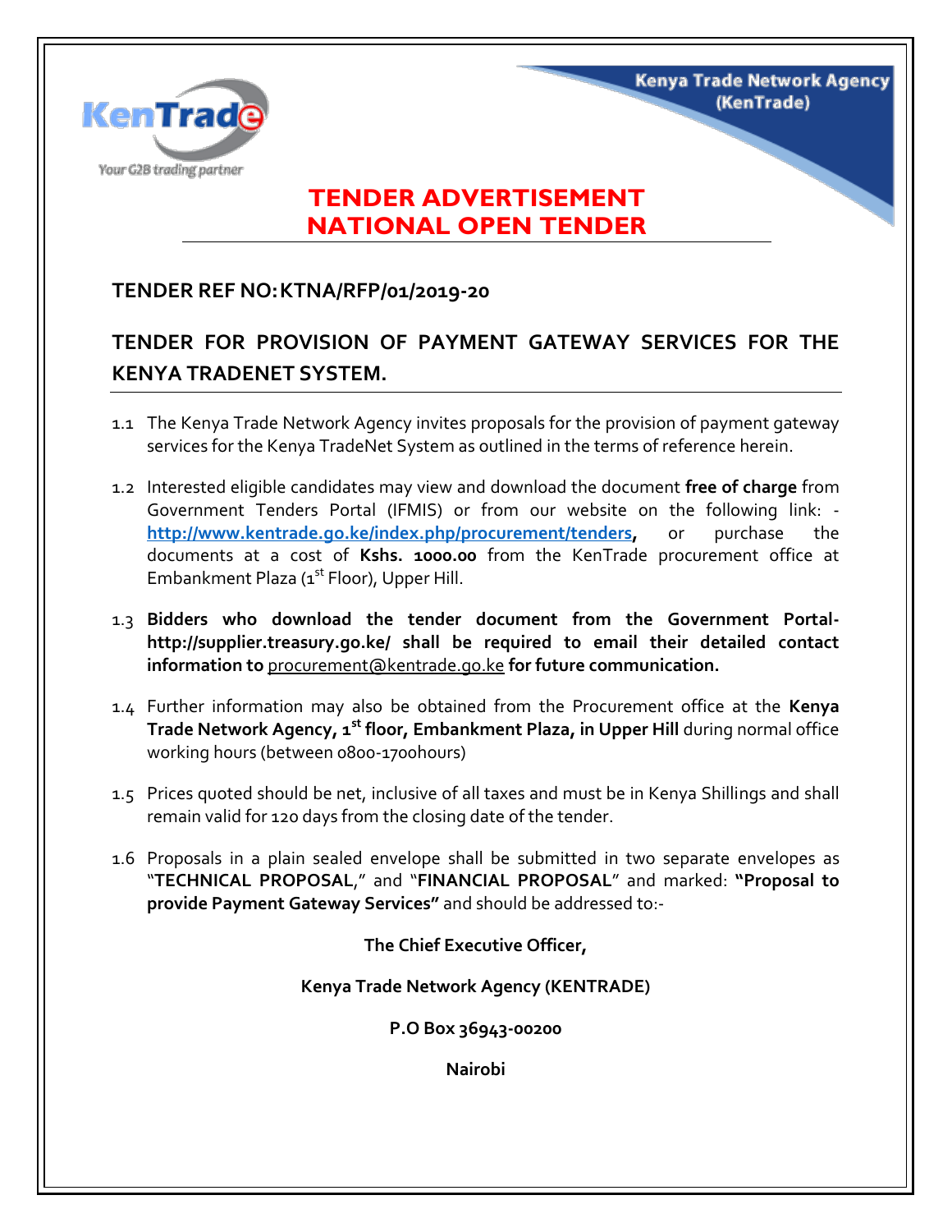Kenya Trade Network Agency (KenTrade)

# TENDER ADVERTISEMENT
# NATIONAL OPEN TENDER

## TENDER REF NO: KTNA/RFP/01/2019-20

## TENDER FOR PROVISION OF PAYMENT GATEWAY SERVICES FOR THE KENYA TRADENET SYSTEM.

1.1 The Kenya Trade Network Agency invites proposals for the provision of payment gateway services for the Kenya TradeNet System as outlined in the terms of reference herein.

1.2 Interested eligible candidates may view and download the document **free of charge** from Government Tenders Portal (IFMIS) or from our website on the following link: - **http://www.kentrade.go.ke/index.php/procurement/tenders,** or purchase the documents at a cost of **Kshs. 1000.00** from the KenTrade procurement office at Embankment Plaza (1st Floor), Upper Hill.

1.3 **Bidders who download the tender document from the Government Portal- http://supplier.treasury.go.ke/ shall be required to email their detailed contact information to** procurement@kentrade.go.ke **for future communication.**

1.4 Further information may also be obtained from the Procurement office at the **Kenya Trade Network Agency, 1st floor, Embankment Plaza, in Upper Hill** during normal office working hours (between 0800-1700hours)

1.5 Prices quoted should be net, inclusive of all taxes and must be in Kenya Shillings and shall remain valid for 120 days from the closing date of the tender.

1.6 Proposals in a plain sealed envelope shall be submitted in two separate envelopes as "**TECHNICAL PROPOSAL**," and "**FINANCIAL PROPOSAL**" and marked: **"Proposal to provide Payment Gateway Services"** and should be addressed to:-

**The Chief Executive Officer,**

**Kenya Trade Network Agency (KENTRADE)**

**P.O Box 36943-00200**

**Nairobi**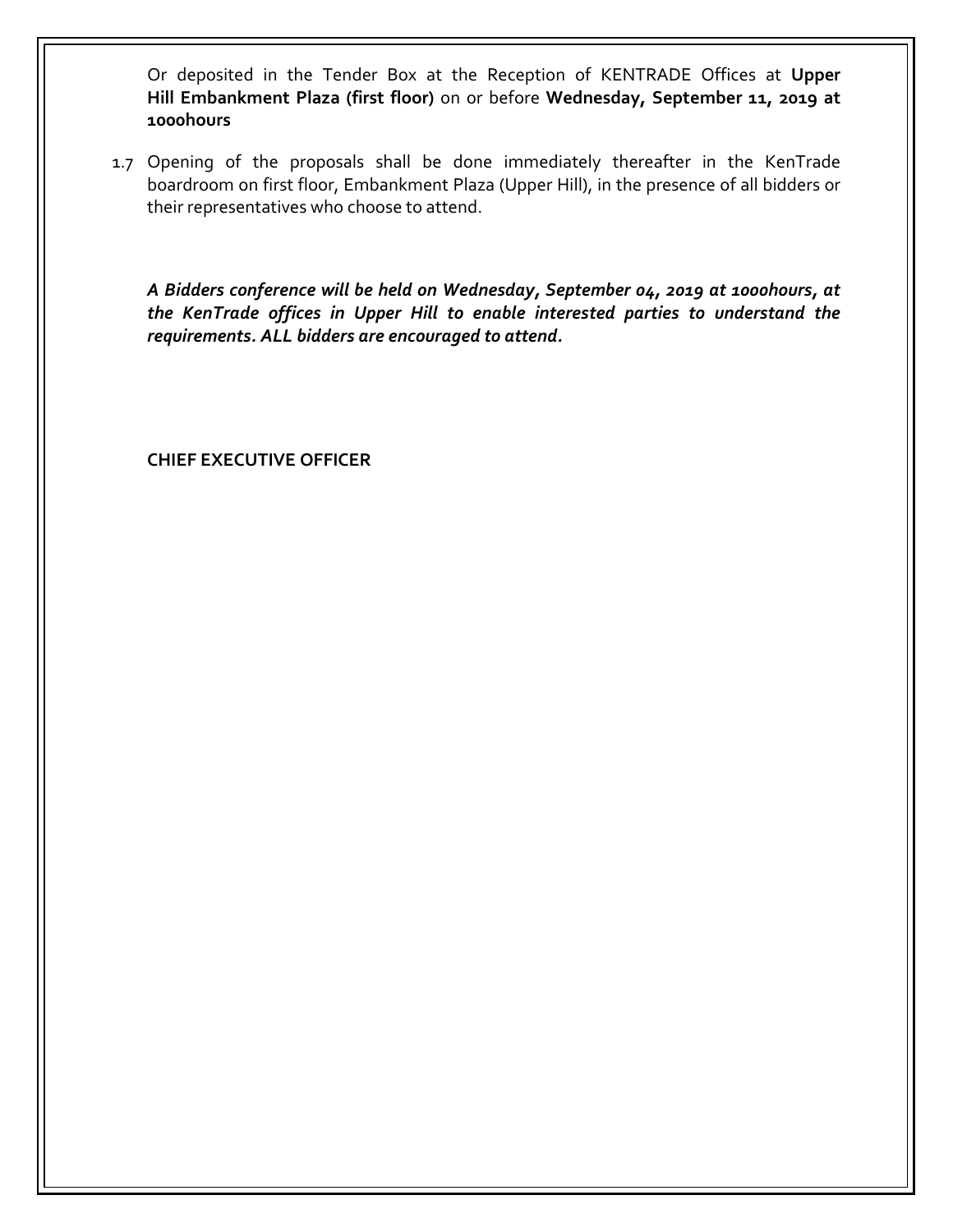Or deposited in the Tender Box at the Reception of KENTRADE Offices at **Upper Hill Embankment Plaza (first floor)** on or before **Wednesday, September 11, 2019 at 1000hours**

1.7 Opening of the proposals shall be done immediately thereafter in the KenTrade boardroom on first floor, Embankment Plaza (Upper Hill), in the presence of all bidders or their representatives who choose to attend.

***A Bidders conference will be held on Wednesday, September 04, 2019 at 1000hours, at the KenTrade offices in Upper Hill to enable interested parties to understand the requirements. ALL bidders are encouraged to attend.***

**CHIEF EXECUTIVE OFFICER**